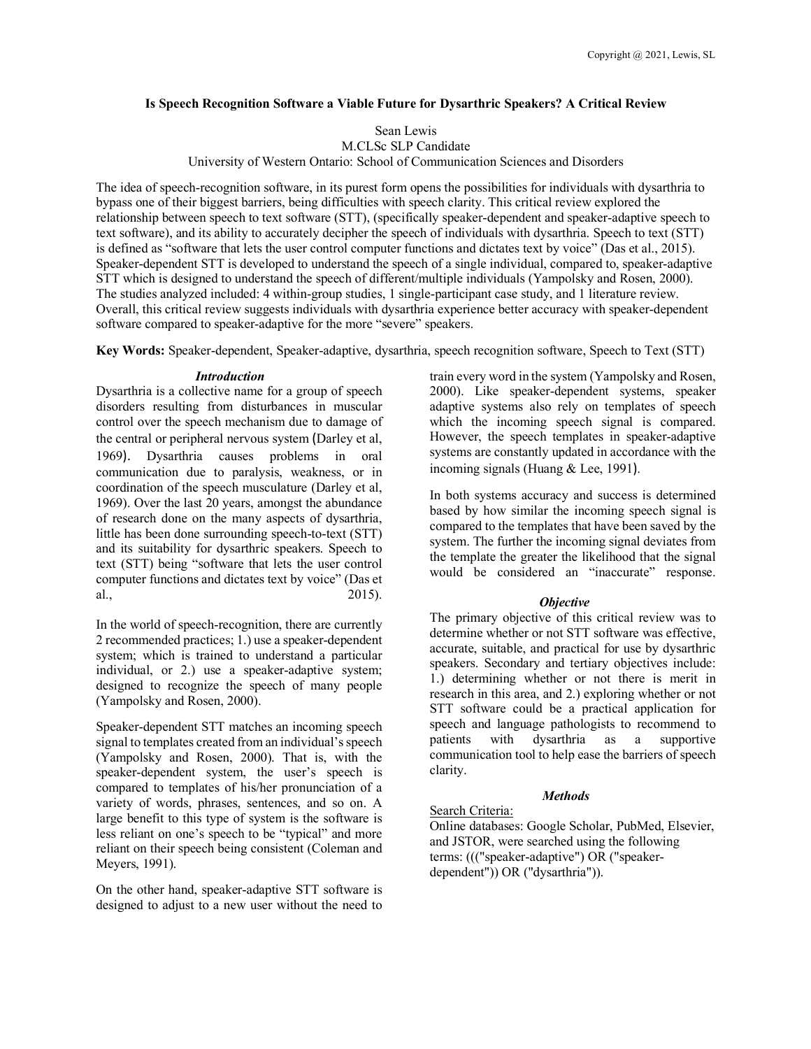Copyright @ 2021, Lewis, SL

# Is Speech Recognition Software a Viable Future for Dysarthric Speakers? A Critical Review

Sean Lewis
M.CLSc SLP Candidate
University of Western Ontario: School of Communication Sciences and Disorders

The idea of speech-recognition software, in its purest form opens the possibilities for individuals with dysarthria to bypass one of their biggest barriers, being difficulties with speech clarity. This critical review explored the relationship between speech to text software (STT), (specifically speaker-dependent and speaker-adaptive speech to text software), and its ability to accurately decipher the speech of individuals with dysarthria. Speech to text (STT) is defined as "software that lets the user control computer functions and dictates text by voice" (Das et al., 2015). Speaker-dependent STT is developed to understand the speech of a single individual, compared to, speaker-adaptive STT which is designed to understand the speech of different/multiple individuals (Yampolsky and Rosen, 2000). The studies analyzed included: 4 within-group studies, 1 single-participant case study, and 1 literature review. Overall, this critical review suggests individuals with dysarthria experience better accuracy with speaker-dependent software compared to speaker-adaptive for the more "severe" speakers.

**Key Words:** Speaker-dependent, Speaker-adaptive, dysarthria, speech recognition software, Speech to Text (STT)

## *Introduction*

Dysarthria is a collective name for a group of speech disorders resulting from disturbances in muscular control over the speech mechanism due to damage of the central or peripheral nervous system (Darley et al, 1969). Dysarthria causes problems in oral communication due to paralysis, weakness, or in coordination of the speech musculature (Darley et al, 1969). Over the last 20 years, amongst the abundance of research done on the many aspects of dysarthria, little has been done surrounding speech-to-text (STT) and its suitability for dysarthric speakers. Speech to text (STT) being "software that lets the user control computer functions and dictates text by voice" (Das et al., 2015).

In the world of speech-recognition, there are currently 2 recommended practices; 1.) use a speaker-dependent system; which is trained to understand a particular individual, or 2.) use a speaker-adaptive system; designed to recognize the speech of many people (Yampolsky and Rosen, 2000).

Speaker-dependent STT matches an incoming speech signal to templates created from an individual's speech (Yampolsky and Rosen, 2000). That is, with the speaker-dependent system, the user's speech is compared to templates of his/her pronunciation of a variety of words, phrases, sentences, and so on. A large benefit to this type of system is the software is less reliant on one's speech to be "typical" and more reliant on their speech being consistent (Coleman and Meyers, 1991).

On the other hand, speaker-adaptive STT software is designed to adjust to a new user without the need to train every word in the system (Yampolsky and Rosen, 2000). Like speaker-dependent systems, speaker adaptive systems also rely on templates of speech which the incoming speech signal is compared. However, the speech templates in speaker-adaptive systems are constantly updated in accordance with the incoming signals (Huang & Lee, 1991).

In both systems accuracy and success is determined based by how similar the incoming speech signal is compared to the templates that have been saved by the system. The further the incoming signal deviates from the template the greater the likelihood that the signal would be considered an "inaccurate" response.

## *Objective*

The primary objective of this critical review was to determine whether or not STT software was effective, accurate, suitable, and practical for use by dysarthric speakers. Secondary and tertiary objectives include: 1.) determining whether or not there is merit in research in this area, and 2.) exploring whether or not STT software could be a practical application for speech and language pathologists to recommend to patients with dysarthria as a supportive communication tool to help ease the barriers of speech clarity.

## *Methods*

Search Criteria:

Online databases: Google Scholar, PubMed, Elsevier, and JSTOR, were searched using the following terms: ((("speaker-adaptive") OR ("speaker-dependent")) OR ("dysarthria")).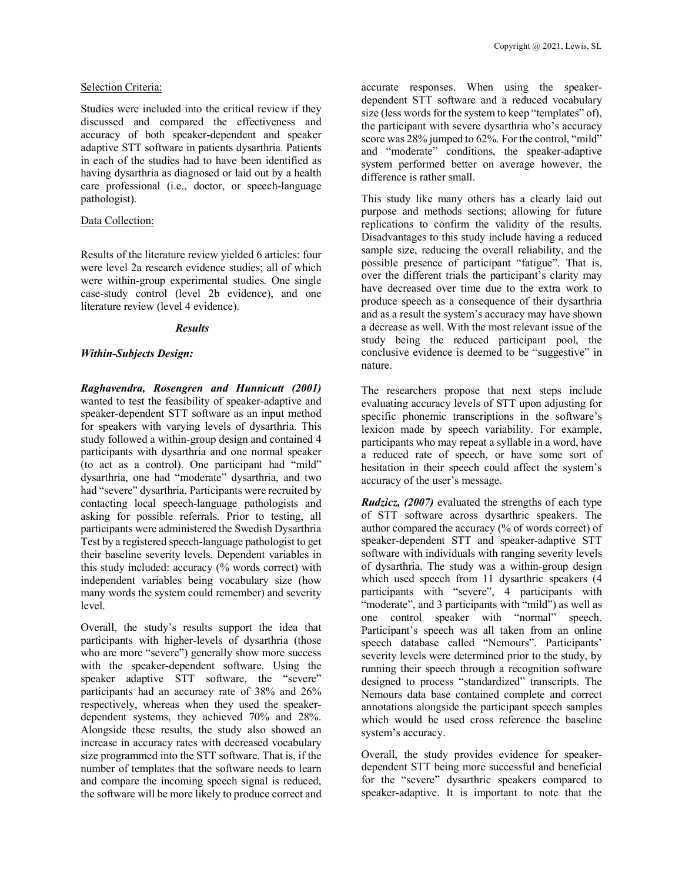Selection Criteria:

Studies were included into the critical review if they discussed and compared the effectiveness and accuracy of both speaker-dependent and speaker adaptive STT software in patients dysarthria. Patients in each of the studies had to have been identified as having dysarthria as diagnosed or laid out by a health care professional (i.e., doctor, or speech-language pathologist).

Data Collection:

Results of the literature review yielded 6 articles: four were level 2a research evidence studies; all of which were within-group experimental studies. One single case-study control (level 2b evidence), and one literature review (level 4 evidence).

### ***Results***

***Within-Subjects Design:***

***Raghavendra, Rosengren and Hunnicutt (2001)*** wanted to test the feasibility of speaker-adaptive and speaker-dependent STT software as an input method for speakers with varying levels of dysarthria. This study followed a within-group design and contained 4 participants with dysarthria and one normal speaker (to act as a control). One participant had "mild" dysarthria, one had "moderate" dysarthria, and two had "severe" dysarthria. Participants were recruited by contacting local speech-language pathologists and asking for possible referrals. Prior to testing, all participants were administered the Swedish Dysarthria Test by a registered speech-language pathologist to get their baseline severity levels. Dependent variables in this study included: accuracy (% words correct) with independent variables being vocabulary size (how many words the system could remember) and severity level.

Overall, the study's results support the idea that participants with higher-levels of dysarthria (those who are more "severe") generally show more success with the speaker-dependent software. Using the speaker adaptive STT software, the "severe" participants had an accuracy rate of 38% and 26% respectively, whereas when they used the speaker-dependent systems, they achieved 70% and 28%. Alongside these results, the study also showed an increase in accuracy rates with decreased vocabulary size programmed into the STT software. That is, if the number of templates that the software needs to learn and compare the incoming speech signal is reduced, the software will be more likely to produce correct and accurate responses. When using the speaker-dependent STT software and a reduced vocabulary size (less words for the system to keep "templates" of), the participant with severe dysarthria who's accuracy score was 28% jumped to 62%. For the control, "mild" and "moderate" conditions, the speaker-adaptive system performed better on average however, the difference is rather small.

This study like many others has a clearly laid out purpose and methods sections; allowing for future replications to confirm the validity of the results. Disadvantages to this study include having a reduced sample size, reducing the overall reliability, and the possible presence of participant "fatigue". That is, over the different trials the participant's clarity may have decreased over time due to the extra work to produce speech as a consequence of their dysarthria and as a result the system's accuracy may have shown a decrease as well. With the most relevant issue of the study being the reduced participant pool, the conclusive evidence is deemed to be "suggestive" in nature.

The researchers propose that next steps include evaluating accuracy levels of STT upon adjusting for specific phonemic transcriptions in the software's lexicon made by speech variability. For example, participants who may repeat a syllable in a word, have a reduced rate of speech, or have some sort of hesitation in their speech could affect the system's accuracy of the user's message.

***Rudzicz, (2007)*** evaluated the strengths of each type of STT software across dysarthric speakers. The author compared the accuracy (% of words correct) of speaker-dependent STT and speaker-adaptive STT software with individuals with ranging severity levels of dysarthria. The study was a within-group design which used speech from 11 dysarthric speakers (4 participants with "severe", 4 participants with "moderate", and 3 participants with "mild") as well as one control speaker with "normal" speech. Participant's speech was all taken from an online speech database called "Nemours". Participants' severity levels were determined prior to the study, by running their speech through a recognition software designed to process "standardized" transcripts. The Nemours data base contained complete and correct annotations alongside the participant speech samples which would be used cross reference the baseline system's accuracy.

Overall, the study provides evidence for speaker-dependent STT being more successful and beneficial for the "severe" dysarthric speakers compared to speaker-adaptive. It is important to note that the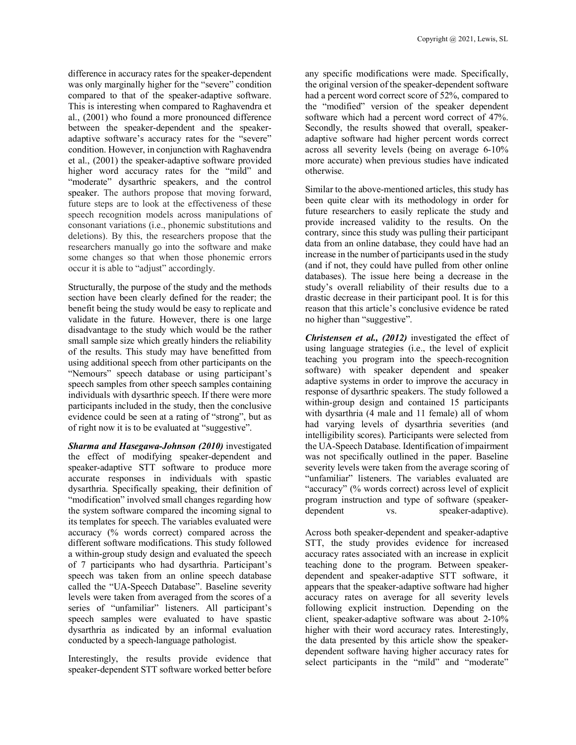difference in accuracy rates for the speaker-dependent was only marginally higher for the "severe" condition compared to that of the speaker-adaptive software. This is interesting when compared to Raghavendra et al., (2001) who found a more pronounced difference between the speaker-dependent and the speaker-adaptive software's accuracy rates for the "severe" condition. However, in conjunction with Raghavendra et al., (2001) the speaker-adaptive software provided higher word accuracy rates for the "mild" and "moderate" dysarthric speakers, and the control speaker. The authors propose that moving forward, future steps are to look at the effectiveness of these speech recognition models across manipulations of consonant variations (i.e., phonemic substitutions and deletions). By this, the researchers propose that the researchers manually go into the software and make some changes so that when those phonemic errors occur it is able to "adjust" accordingly.

Structurally, the purpose of the study and the methods section have been clearly defined for the reader; the benefit being the study would be easy to replicate and validate in the future. However, there is one large disadvantage to the study which would be the rather small sample size which greatly hinders the reliability of the results. This study may have benefitted from using additional speech from other participants on the "Nemours" speech database or using participant's speech samples from other speech samples containing individuals with dysarthric speech. If there were more participants included in the study, then the conclusive evidence could be seen at a rating of "strong", but as of right now it is to be evaluated at "suggestive".

***Sharma and Hasegawa-Johnson (2010)*** investigated the effect of modifying speaker-dependent and speaker-adaptive STT software to produce more accurate responses in individuals with spastic dysarthria. Specifically speaking, their definition of "modification" involved small changes regarding how the system software compared the incoming signal to its templates for speech. The variables evaluated were accuracy (% words correct) compared across the different software modifications. This study followed a within-group study design and evaluated the speech of 7 participants who had dysarthria. Participant's speech was taken from an online speech database called the "UA-Speech Database". Baseline severity levels were taken from averaged from the scores of a series of "unfamiliar" listeners. All participant's speech samples were evaluated to have spastic dysarthria as indicated by an informal evaluation conducted by a speech-language pathologist.

Interestingly, the results provide evidence that speaker-dependent STT software worked better before any specific modifications were made. Specifically, the original version of the speaker-dependent software had a percent word correct score of 52%, compared to the "modified" version of the speaker dependent software which had a percent word correct of 47%. Secondly, the results showed that overall, speaker-adaptive software had higher percent words correct across all severity levels (being on average 6-10% more accurate) when previous studies have indicated otherwise.

Similar to the above-mentioned articles, this study has been quite clear with its methodology in order for future researchers to easily replicate the study and provide increased validity to the results. On the contrary, since this study was pulling their participant data from an online database, they could have had an increase in the number of participants used in the study (and if not, they could have pulled from other online databases). The issue here being a decrease in the study's overall reliability of their results due to a drastic decrease in their participant pool. It is for this reason that this article's conclusive evidence be rated no higher than "suggestive".

***Christensen et al., (2012)*** investigated the effect of using language strategies (i.e., the level of explicit teaching you program into the speech-recognition software) with speaker dependent and speaker adaptive systems in order to improve the accuracy in response of dysarthric speakers. The study followed a within-group design and contained 15 participants with dysarthria (4 male and 11 female) all of whom had varying levels of dysarthria severities (and intelligibility scores). Participants were selected from the UA-Speech Database. Identification of impairment was not specifically outlined in the paper. Baseline severity levels were taken from the average scoring of "unfamiliar" listeners. The variables evaluated are "accuracy" (% words correct) across level of explicit program instruction and type of software (speaker-dependent vs. speaker-adaptive).

Across both speaker-dependent and speaker-adaptive STT, the study provides evidence for increased accuracy rates associated with an increase in explicit teaching done to the program. Between speaker-dependent and speaker-adaptive STT software, it appears that the speaker-adaptive software had higher accuracy rates on average for all severity levels following explicit instruction. Depending on the client, speaker-adaptive software was about 2-10% higher with their word accuracy rates. Interestingly, the data presented by this article show the speaker-dependent software having higher accuracy rates for select participants in the "mild" and "moderate"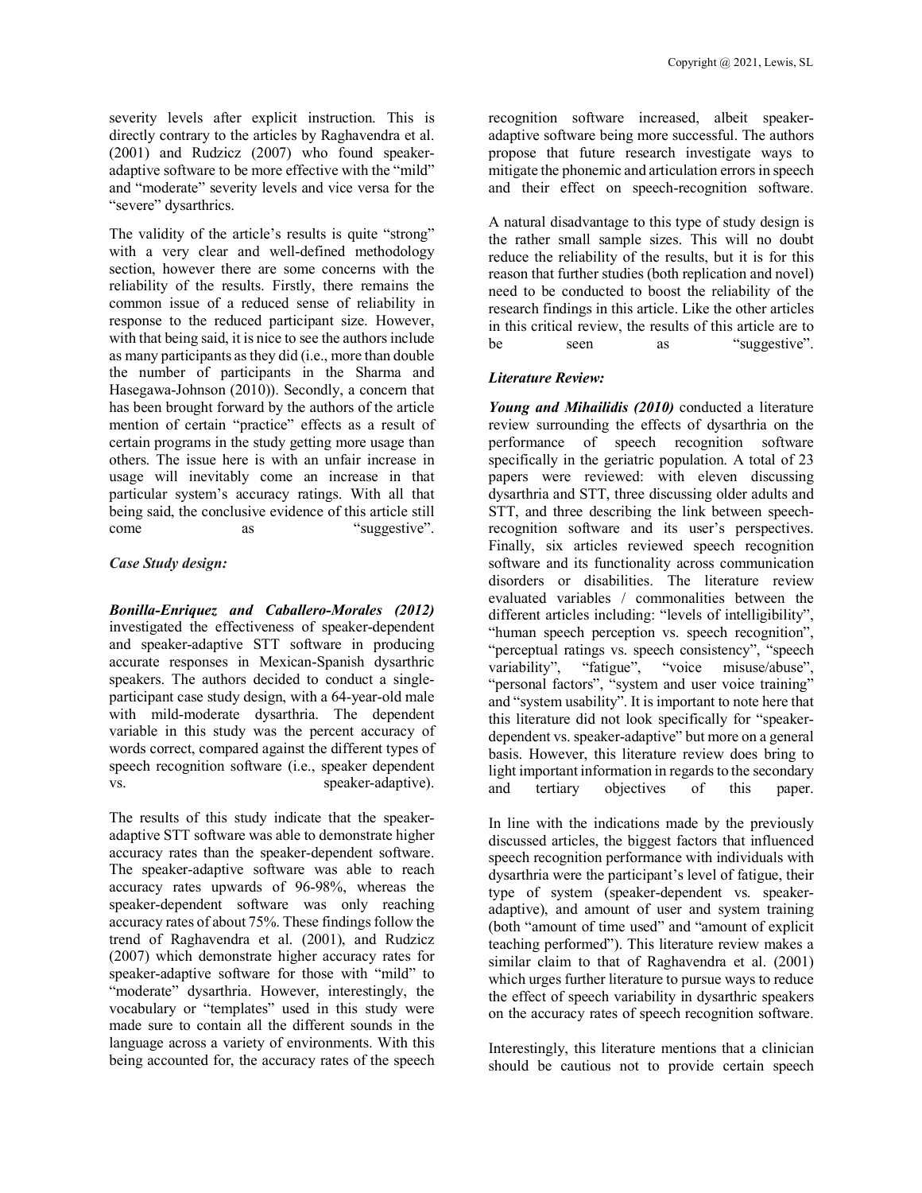severity levels after explicit instruction. This is directly contrary to the articles by Raghavendra et al. (2001) and Rudzicz (2007) who found speaker-adaptive software to be more effective with the "mild" and "moderate" severity levels and vice versa for the "severe" dysarthrics.

The validity of the article's results is quite "strong" with a very clear and well-defined methodology section, however there are some concerns with the reliability of the results. Firstly, there remains the common issue of a reduced sense of reliability in response to the reduced participant size. However, with that being said, it is nice to see the authors include as many participants as they did (i.e., more than double the number of participants in the Sharma and Hasegawa-Johnson (2010)). Secondly, a concern that has been brought forward by the authors of the article mention of certain "practice" effects as a result of certain programs in the study getting more usage than others. The issue here is with an unfair increase in usage will inevitably come an increase in that particular system's accuracy ratings. With all that being said, the conclusive evidence of this article still come as "suggestive".

### *Case Study design:*

***Bonilla-Enriquez and Caballero-Morales (2012)*** investigated the effectiveness of speaker-dependent and speaker-adaptive STT software in producing accurate responses in Mexican-Spanish dysarthric speakers. The authors decided to conduct a single-participant case study design, with a 64-year-old male with mild-moderate dysarthria. The dependent variable in this study was the percent accuracy of words correct, compared against the different types of speech recognition software (i.e., speaker dependent vs. speaker-adaptive).

The results of this study indicate that the speaker-adaptive STT software was able to demonstrate higher accuracy rates than the speaker-dependent software. The speaker-adaptive software was able to reach accuracy rates upwards of 96-98%, whereas the speaker-dependent software was only reaching accuracy rates of about 75%. These findings follow the trend of Raghavendra et al. (2001), and Rudzicz (2007) which demonstrate higher accuracy rates for speaker-adaptive software for those with "mild" to "moderate" dysarthria. However, interestingly, the vocabulary or "templates" used in this study were made sure to contain all the different sounds in the language across a variety of environments. With this being accounted for, the accuracy rates of the speech recognition software increased, albeit speaker-adaptive software being more successful. The authors propose that future research investigate ways to mitigate the phonemic and articulation errors in speech and their effect on speech-recognition software.

A natural disadvantage to this type of study design is the rather small sample sizes. This will no doubt reduce the reliability of the results, but it is for this reason that further studies (both replication and novel) need to be conducted to boost the reliability of the research findings in this article. Like the other articles in this critical review, the results of this article are to be seen as "suggestive".

### *Literature Review:*

***Young and Mihailidis (2010)*** conducted a literature review surrounding the effects of dysarthria on the performance of speech recognition software specifically in the geriatric population. A total of 23 papers were reviewed: with eleven discussing dysarthria and STT, three discussing older adults and STT, and three describing the link between speech-recognition software and its user's perspectives. Finally, six articles reviewed speech recognition software and its functionality across communication disorders or disabilities. The literature review evaluated variables / commonalities between the different articles including: "levels of intelligibility", "human speech perception vs. speech recognition", "perceptual ratings vs. speech consistency", "speech variability", "fatigue", "voice misuse/abuse", "personal factors", "system and user voice training" and "system usability". It is important to note here that this literature did not look specifically for "speaker-dependent vs. speaker-adaptive" but more on a general basis. However, this literature review does bring to light important information in regards to the secondary and tertiary objectives of this paper.

In line with the indications made by the previously discussed articles, the biggest factors that influenced speech recognition performance with individuals with dysarthria were the participant's level of fatigue, their type of system (speaker-dependent vs. speaker-adaptive), and amount of user and system training (both "amount of time used" and "amount of explicit teaching performed"). This literature review makes a similar claim to that of Raghavendra et al. (2001) which urges further literature to pursue ways to reduce the effect of speech variability in dysarthric speakers on the accuracy rates of speech recognition software.

Interestingly, this literature mentions that a clinician should be cautious not to provide certain speech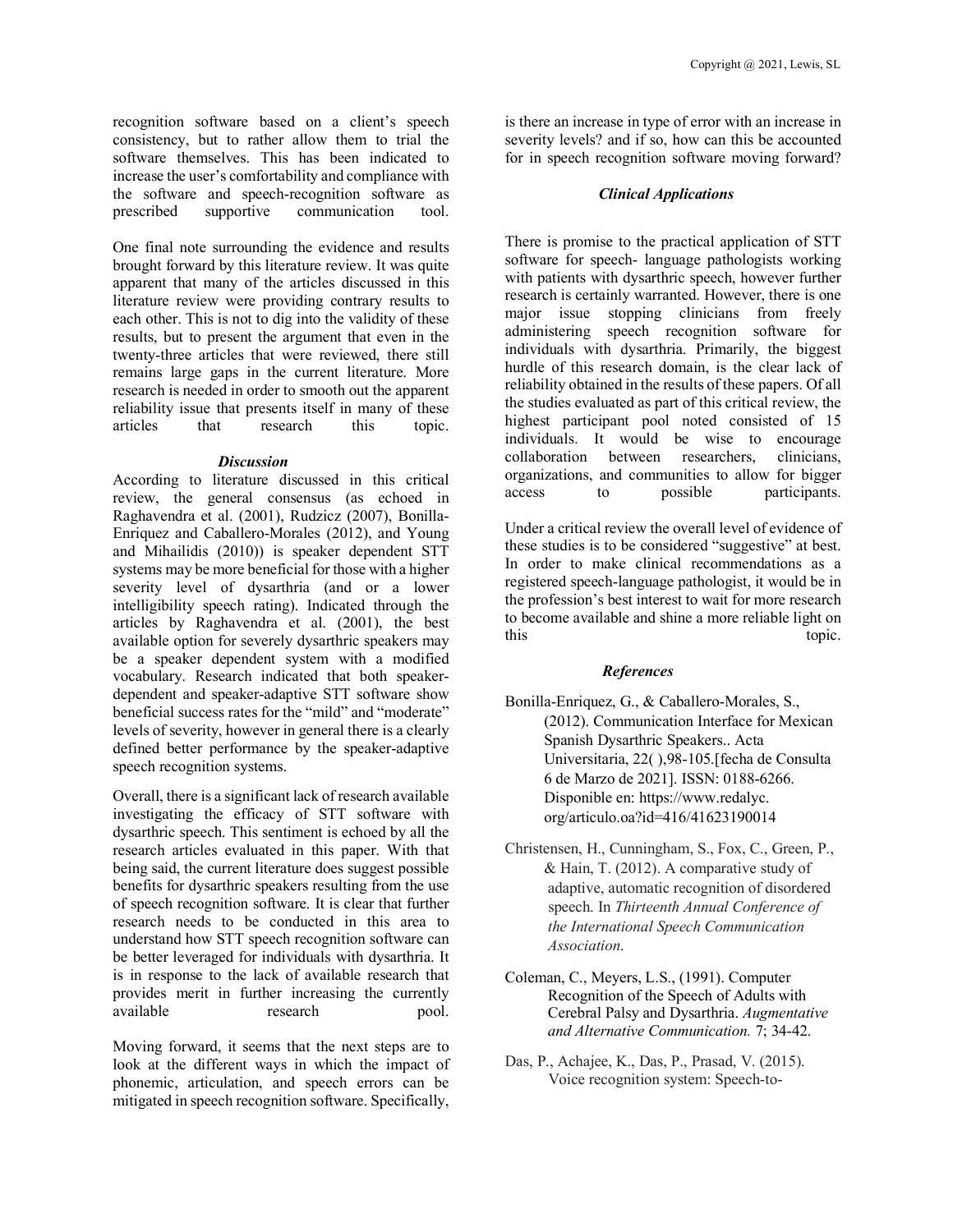recognition software based on a client's speech consistency, but to rather allow them to trial the software themselves. This has been indicated to increase the user's comfortability and compliance with the software and speech-recognition software as prescribed supportive communication tool.

One final note surrounding the evidence and results brought forward by this literature review. It was quite apparent that many of the articles discussed in this literature review were providing contrary results to each other. This is not to dig into the validity of these results, but to present the argument that even in the twenty-three articles that were reviewed, there still remains large gaps in the current literature. More research is needed in order to smooth out the apparent reliability issue that presents itself in many of these articles that research this topic.

### *Discussion*

According to literature discussed in this critical review, the general consensus (as echoed in Raghavendra et al. (2001), Rudzicz (2007), Bonilla-Enriquez and Caballero-Morales (2012), and Young and Mihailidis (2010)) is speaker dependent STT systems may be more beneficial for those with a higher severity level of dysarthria (and or a lower intelligibility speech rating). Indicated through the articles by Raghavendra et al. (2001), the best available option for severely dysarthric speakers may be a speaker dependent system with a modified vocabulary. Research indicated that both speaker-dependent and speaker-adaptive STT software show beneficial success rates for the "mild" and "moderate" levels of severity, however in general there is a clearly defined better performance by the speaker-adaptive speech recognition systems.

Overall, there is a significant lack of research available investigating the efficacy of STT software with dysarthric speech. This sentiment is echoed by all the research articles evaluated in this paper. With that being said, the current literature does suggest possible benefits for dysarthric speakers resulting from the use of speech recognition software. It is clear that further research needs to be conducted in this area to understand how STT speech recognition software can be better leveraged for individuals with dysarthria. It is in response to the lack of available research that provides merit in further increasing the currently available research pool.

Moving forward, it seems that the next steps are to look at the different ways in which the impact of phonemic, articulation, and speech errors can be mitigated in speech recognition software. Specifically, is there an increase in type of error with an increase in severity levels? and if so, how can this be accounted for in speech recognition software moving forward?

### *Clinical Applications*

There is promise to the practical application of STT software for speech- language pathologists working with patients with dysarthric speech, however further research is certainly warranted. However, there is one major issue stopping clinicians from freely administering speech recognition software for individuals with dysarthria. Primarily, the biggest hurdle of this research domain, is the clear lack of reliability obtained in the results of these papers. Of all the studies evaluated as part of this critical review, the highest participant pool noted consisted of 15 individuals. It would be wise to encourage collaboration between researchers, clinicians, organizations, and communities to allow for bigger access to possible participants.

Under a critical review the overall level of evidence of these studies is to be considered "suggestive" at best. In order to make clinical recommendations as a registered speech-language pathologist, it would be in the profession's best interest to wait for more research to become available and shine a more reliable light on this topic.

### *References*

Bonilla-Enriquez, G., & Caballero-Morales, S., (2012). Communication Interface for Mexican Spanish Dysarthric Speakers.. Acta Universitaria, 22( ),98-105.[fecha de Consulta 6 de Marzo de 2021]. ISSN: 0188-6266. Disponible en: https://www.redalyc.org/articulo.oa?id=416/41623190014

Christensen, H., Cunningham, S., Fox, C., Green, P., & Hain, T. (2012). A comparative study of adaptive, automatic recognition of disordered speech. In *Thirteenth Annual Conference of the International Speech Communication Association*.

Coleman, C., Meyers, L.S., (1991). Computer Recognition of the Speech of Adults with Cerebral Palsy and Dysarthria. *Augmentative and Alternative Communication.* 7; 34-42.

Das, P., Achajee, K., Das, P., Prasad, V. (2015). Voice recognition system: Speech-to-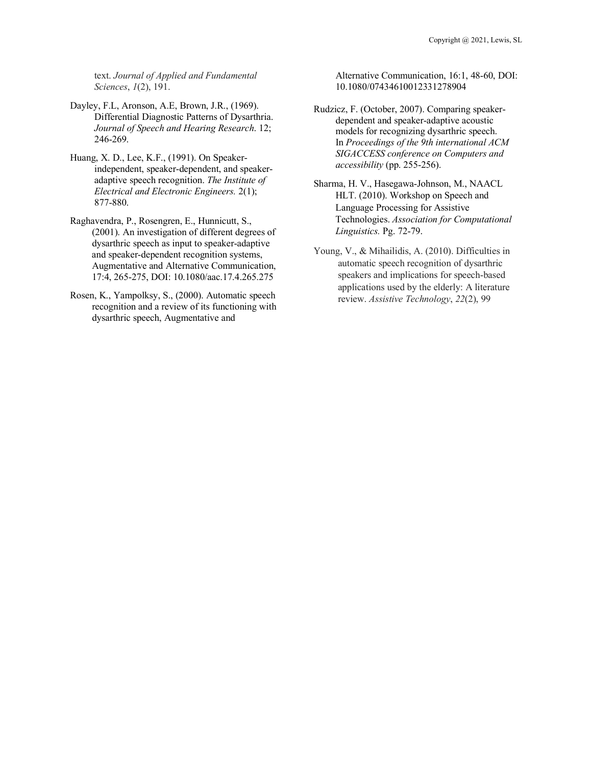text. *Journal of Applied and Fundamental Sciences*, *1*(2), 191.

Dayley, F.L, Aronson, A.E, Brown, J.R., (1969). Differential Diagnostic Patterns of Dysarthria. *Journal of Speech and Hearing Research*. 12; 246-269.

Huang, X. D., Lee, K.F., (1991). On Speaker-independent, speaker-dependent, and speaker-adaptive speech recognition. *The Institute of Electrical and Electronic Engineers.* 2(1); 877-880.

Raghavendra, P., Rosengren, E., Hunnicutt, S., (2001). An investigation of different degrees of dysarthric speech as input to speaker-adaptive and speaker-dependent recognition systems, Augmentative and Alternative Communication, 17:4, 265-275, DOI: 10.1080/aac.17.4.265.275

Rosen, K., Yampolksy, S., (2000). Automatic speech recognition and a review of its functioning with dysarthric speech, Augmentative and Alternative Communication, 16:1, 48-60, DOI: 10.1080/07434610012331278904

Rudzicz, F. (October, 2007). Comparing speaker-dependent and speaker-adaptive acoustic models for recognizing dysarthric speech. In *Proceedings of the 9th international ACM SIGACCESS conference on Computers and accessibility* (pp. 255-256).

Sharma, H. V., Hasegawa-Johnson, M., NAACL HLT. (2010). Workshop on Speech and Language Processing for Assistive Technologies. *Association for Computational Linguistics.* Pg. 72-79.

Young, V., & Mihailidis, A. (2010). Difficulties in automatic speech recognition of dysarthric speakers and implications for speech-based applications used by the elderly: A literature review. *Assistive Technology*, *22*(2), 99